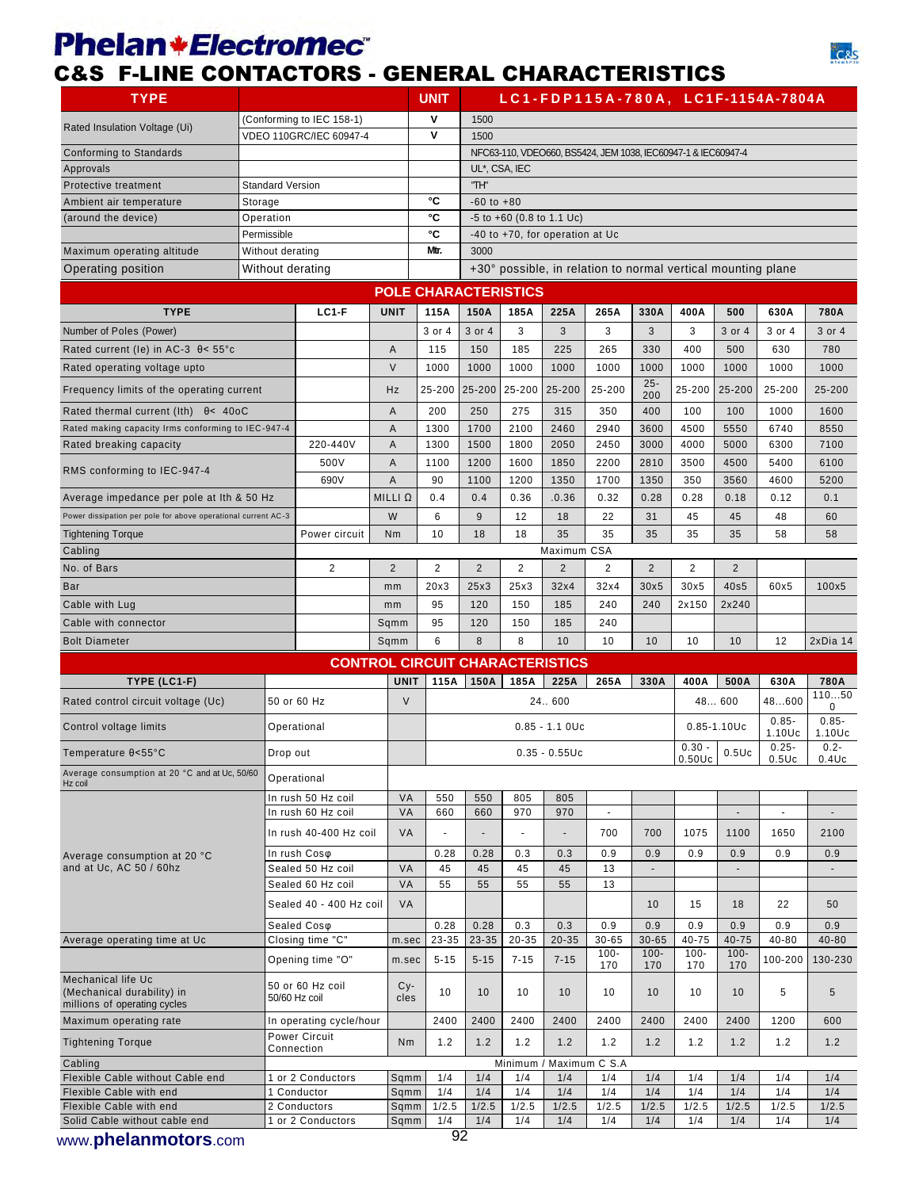# Phelan Electromec™

## C&S F-LINE CONTACTORS - GENERAL CHARACTERISTICS

| TYPE | | UNIT | LC1-FDP115A-780A, LC1F-1154A-7804A |
|---|---|---|---|
| Rated Insulation Voltage (Ui) | (Conforming to IEC 158-1) | V | 1500 |
| | VDEO 110GRC/IEC 60947-4 | V | 1500 |
| Conforming to Standards | | | NFC63-110, VDEO660, BS5424, JEM 1038, IEC60947-1 & IEC60947-4 |
| Approvals | | | UL*, CSA, IEC |
| Protective treatment | Standard Version | | "TH" |
| Ambient air temperature | Storage | °C | -60 to +80 |
| (around the device) | Operation | °C | -5 to +60 (0.8 to 1.1 Uc) |
| | Permissible | °C | -40 to +70, for operation at Uc |
| Maximum operating altitude | Without derating | Mtr. | 3000 |
| Operating position | Without derating | | +30° possible, in relation to normal vertical mounting plane |

### POLE CHARACTERISTICS

| TYPE | LC1-F | UNIT | 115A | 150A | 185A | 225A | 265A | 330A | 400A | 500 | 630A | 780A |
|---|---|---|---|---|---|---|---|---|---|---|---|---|
| Number of Poles (Power) | | | 3 or 4 | 3 or 4 | 3 | 3 | 3 | 3 | 3 | 3 or 4 | 3 or 4 | 3 or 4 |
| Rated current (Ie) in AC-3 θ< 55°c | | A | 115 | 150 | 185 | 225 | 265 | 330 | 400 | 500 | 630 | 780 |
| Rated operating voltage upto | | V | 1000 | 1000 | 1000 | 1000 | 1000 | 1000 | 1000 | 1000 | 1000 | 1000 |
| Frequency limits of the operating current | | Hz | 25-200 | 25-200 | 25-200 | 25-200 | 25-200 | 25-200 | 25-200 | 25-200 | 25-200 | 25-200 |
| Rated thermal current (Ith) θ< 40oC | | A | 200 | 250 | 275 | 315 | 350 | 400 | 100 | 100 | 1000 | 1600 |
| Rated making capacity Irms conforming to IEC-947-4 | | A | 1300 | 1700 | 2100 | 2460 | 2940 | 3600 | 4500 | 5550 | 6740 | 8550 |
| Rated breaking capacity | 220-440V | A | 1300 | 1500 | 1800 | 2050 | 2450 | 3000 | 4000 | 5000 | 6300 | 7100 |
| RMS conforming to IEC-947-4 | 500V | A | 1100 | 1200 | 1600 | 1850 | 2200 | 2810 | 3500 | 4500 | 5400 | 6100 |
| | 690V | A | 90 | 1100 | 1200 | 1350 | 1700 | 1350 | 350 | 3560 | 4600 | 5200 |
| Average impedance per pole at Ith & 50 Hz | | MILLI Ω | 0.4 | 0.4 | 0.36 | .0.36 | 0.32 | 0.28 | 0.28 | 0.18 | 0.12 | 0.1 |
| Power dissipation per pole for above operational current AC-3 | | W | 6 | 9 | 12 | 18 | 22 | 31 | 45 | 45 | 48 | 60 |
| Tightening Torque | Power circuit | Nm | 10 | 18 | 18 | 35 | 35 | 35 | 35 | 35 | 58 | 58 |
| Cabling | | | Maximum CSA | | | | | | | | | |
| No. of Bars | 2 | 2 | 2 | 2 | 2 | 2 | 2 | 2 | 2 | 2 | | |
| Bar | | mm | 20x3 | 25x3 | 25x3 | 32x4 | 32x4 | 30x5 | 30x5 | 40s5 | 60x5 | 100x5 |
| Cable with Lug | | mm | 95 | 120 | 150 | 185 | 240 | 240 | 2x150 | 2x240 | | |
| Cable with connector | | Sqmm | 95 | 120 | 150 | 185 | 240 | | | | | |
| Bolt Diameter | | Sqmm | 6 | 8 | 8 | 10 | 10 | 10 | 10 | 10 | 12 | 2xDia 14 |

### CONTROL CIRCUIT CHARACTERISTICS

| TYPE (LC1-F) | | UNIT | 115A | 150A | 185A | 225A | 265A | 330A | 400A | 500A | 630A | 780A |
|---|---|---|---|---|---|---|---|---|---|---|---|---|
| Rated control circuit voltage (Uc) | 50 or 60 Hz | V | 24.. 600 | | | | | | 48... 600 | | 48…600 | 110…500 |
| Control voltage limits | Operational | | 0.85 - 1.1 0Uc | | | | | | 0.85-1.10Uc | | 0.85-1.10Uc | 0.85-1.10Uc |
| Temperature θ<55°C | Drop out | | 0.35 - 0.55Uc | | | | | | 0.30 - 0.50Uc | 0.5Uc | 0.25-0.5Uc | 0.2-0.4Uc |
| Average consumption at 20 °C and at Uc, 50/60 Hz coil | Operational | | | | | | | | | | | |
| Average consumption at 20 °C and at Uc, AC 50 / 60hz | In rush 50 Hz coil | VA | 550 | 550 | 805 | 805 | | | | | | |
| | In rush 60 Hz coil | VA | 660 | 660 | 970 | 970 | - | | | - | - | - |
| | In rush 40-400 Hz coil | VA | - | - | - | - | 700 | 700 | 1075 | 1100 | 1650 | 2100 |
| | In rush Cosφ | | 0.28 | 0.28 | 0.3 | 0.3 | 0.9 | 0.9 | 0.9 | 0.9 | 0.9 | 0.9 |
| | Sealed 50 Hz coil | VA | 45 | 45 | 45 | 45 | 13 | - | | - | | - |
| | Sealed 60 Hz coil | VA | 55 | 55 | 55 | 55 | 13 | | | | | |
| | Sealed 40 - 400 Hz coil | VA | | | | | | 10 | 15 | 18 | 22 | 50 |
| | Sealed Cosφ | | 0.28 | 0.28 | 0.3 | 0.3 | 0.9 | 0.9 | 0.9 | 0.9 | 0.9 | 0.9 |
| Average operating time at Uc | Closing time "C" | m.sec | 23-35 | 23-35 | 20-35 | 20-35 | 30-65 | 30-65 | 40-75 | 40-75 | 40-80 | 40-80 |
| | Opening time "O" | m.sec | 5-15 | 5-15 | 7-15 | 7-15 | 100-170 | 100-170 | 100-170 | 100-170 | 100-200 | 130-230 |
| Mechanical life Uc (Mechanical durability) in millions of operating cycles | 50 or 60 Hz coil 50/60 Hz coil | Cycles | 10 | 10 | 10 | 10 | 10 | 10 | 10 | 10 | 5 | 5 |
| Maximum operating rate | In operating cycle/hour | | 2400 | 2400 | 2400 | 2400 | 2400 | 2400 | 2400 | 2400 | 1200 | 600 |
| Tightening Torque | Power Circuit Connection | Nm | 1.2 | 1.2 | 1.2 | 1.2 | 1.2 | 1.2 | 1.2 | 1.2 | 1.2 | 1.2 |
| Cabling | | | Minimum / Maximum C S.A | | | | | | | | | |
| Flexible Cable without Cable end | 1 or 2 Conductors | Sqmm | 1/4 | 1/4 | 1/4 | 1/4 | 1/4 | 1/4 | 1/4 | 1/4 | 1/4 | 1/4 |
| Flexible Cable with end | 1 Conductor | Sqmm | 1/4 | 1/4 | 1/4 | 1/4 | 1/4 | 1/4 | 1/4 | 1/4 | 1/4 | 1/4 |
| Flexible Cable with end | 2 Conductors | Sqmm | 1/2.5 | 1/2.5 | 1/2.5 | 1/2.5 | 1/2.5 | 1/2.5 | 1/2.5 | 1/2.5 | 1/2.5 | 1/2.5 |
| Solid Cable without cable end | 1 or 2 Conductors | Sqmm | 1/4 | 1/4 | 1/4 | 1/4 | 1/4 | 1/4 | 1/4 | 1/4 | 1/4 | 1/4 |

www.phelanmotors.com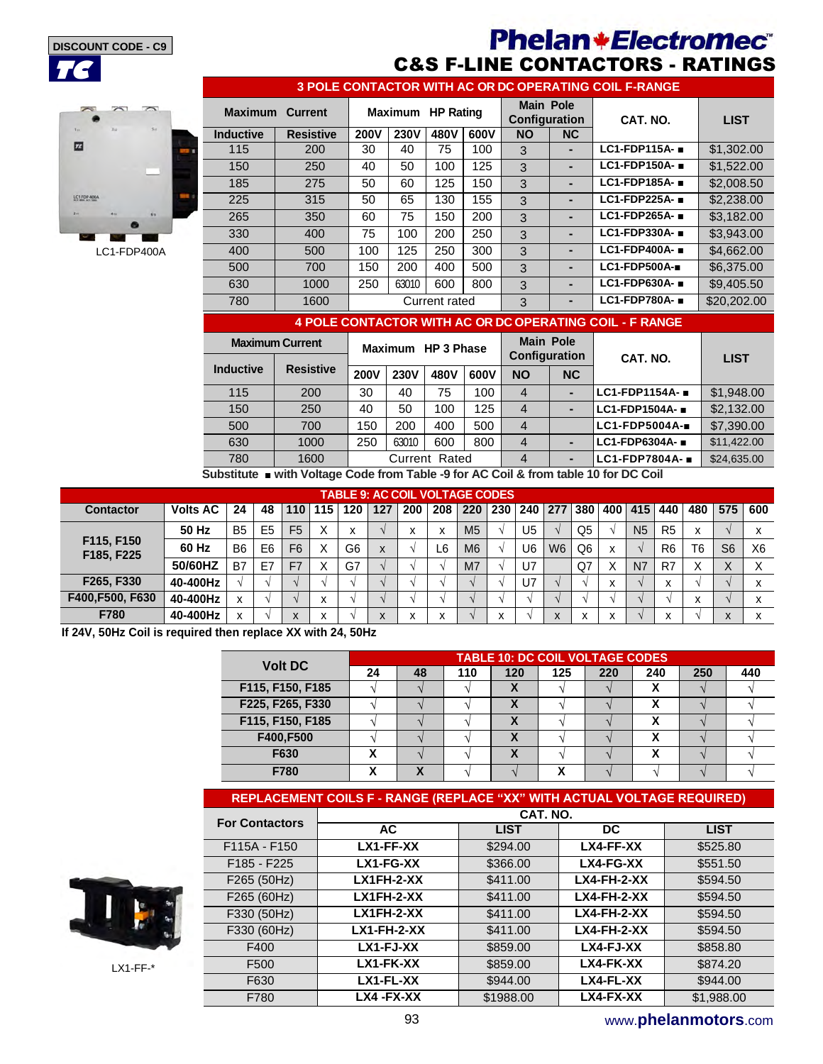DISCOUNT CODE - C9

# Phelan Electromec

## C&S F-LINE CONTACTORS - RATINGS

LC1-FDP400A

### 3 POLE CONTACTOR WITH AC OR DC OPERATING COIL F-RANGE

| Maximum Current | | Maximum HP Rating | | | | Main Pole Configuration | | CAT. NO. | LIST |
|---|---|---|---|---|---|---|---|---|---|
| Inductive | Resistive | 200V | 230V | 480V | 600V | NO | NC | | |
| 115 | 200 | 30 | 40 | 75 | 100 | 3 | - | LC1-FDP115A- ■ | $1,302.00 |
| 150 | 250 | 40 | 50 | 100 | 125 | 3 | - | LC1-FDP150A- ■ | $1,522.00 |
| 185 | 275 | 50 | 60 | 125 | 150 | 3 | - | LC1-FDP185A- ■ | $2,008.50 |
| 225 | 315 | 50 | 65 | 130 | 155 | 3 | - | LC1-FDP225A- ■ | $2,238.00 |
| 265 | 350 | 60 | 75 | 150 | 200 | 3 | - | LC1-FDP265A- ■ | $3,182.00 |
| 330 | 400 | 75 | 100 | 200 | 250 | 3 | - | LC1-FDP330A- ■ | $3,943.00 |
| 400 | 500 | 100 | 125 | 250 | 300 | 3 | - | LC1-FDP400A- ■ | $4,662.00 |
| 500 | 700 | 150 | 200 | 400 | 500 | 3 | - | LC1-FDP500A-■ | $6,375.00 |
| 630 | 1000 | 250 | 63010 | 600 | 800 | 3 | - | LC1-FDP630A- ■ | $9,405.50 |
| 780 | 1600 | Current rated | | | | 3 | - | LC1-FDP780A- ■ | $20,202.00 |

### 4 POLE CONTACTOR WITH AC OR DC OPERATING COIL - F RANGE

| Maximum Current | | Maximum HP 3 Phase | | | | Main Pole Configuration | | CAT. NO. | LIST |
|---|---|---|---|---|---|---|---|---|---|
| Inductive | Resistive | 200V | 230V | 480V | 600V | NO | NC | | |
| 115 | 200 | 30 | 40 | 75 | 100 | 4 | - | LC1-FDP1154A- ■ | $1,948.00 |
| 150 | 250 | 40 | 50 | 100 | 125 | 4 | - | LC1-FDP1504A- ■ | $2,132.00 |
| 500 | 700 | 150 | 200 | 400 | 500 | 4 | | LC1-FDP5004A-■ | $7,390.00 |
| 630 | 1000 | 250 | 63010 | 600 | 800 | 4 | - | LC1-FDP6304A- ■ | $11,422.00 |
| 780 | 1600 | Current Rated | | | | 4 | - | LC1-FDP7804A- ■ | $24,635.00 |

Substitute ■ with Voltage Code from Table -9 for AC Coil & from table 10 for DC Coil

### TABLE 9: AC COIL VOLTAGE CODES

| Contactor | Volts AC | 24 | 48 | 110 | 115 | 120 | 127 | 200 | 208 | 220 | 230 | 240 | 277 | 380 | 400 | 415 | 440 | 480 | 575 | 600 |
|---|---|---|---|---|---|---|---|---|---|---|---|---|---|---|---|---|---|---|---|---|
| F115, F150 F185, F225 | 50 Hz | B5 | E5 | F5 | X | x | √ | x | x | M5 | √ | U5 | √ | Q5 | √ | N5 | R5 | x | √ | x |
| | 60 Hz | B6 | E6 | F6 | X | G6 | x | √ | L6 | M6 | √ | U6 | W6 | Q6 | x | √ | R6 | T6 | S6 | X6 |
| | 50/60HZ | B7 | E7 | F7 | X | G7 | √ | √ | √ | M7 | √ | U7 | | Q7 | X | N7 | R7 | X | X | X |
| F265, F330 | 40-400Hz | √ | √ | √ | √ | √ | √ | √ | √ | √ | √ | U7 | √ | √ | x | √ | x | √ | √ | x |
| F400,F500, F630 | 40-400Hz | x | √ | √ | x | √ | √ | √ | √ | √ | √ | √ | √ | √ | √ | √ | √ | x | √ | x |
| F780 | 40-400Hz | x | √ | x | x | √ | x | x | x | √ | x | √ | x | x | x | √ | x | √ | x | x |

If 24V, 50Hz Coil is required then replace XX with 24, 50Hz

### TABLE 10: DC COIL VOLTAGE CODES

| Volt DC | 24 | 48 | 110 | 120 | 125 | 220 | 240 | 250 | 440 |
|---|---|---|---|---|---|---|---|---|---|
| F115, F150, F185 | √ | √ | √ | X | √ | √ | X | √ | √ |
| F225, F265, F330 | √ | √ | √ | X | √ | √ | X | √ | √ |
| F115, F150, F185 | √ | √ | √ | X | √ | √ | X | √ | √ |
| F400,F500 | √ | √ | √ | X | √ | √ | X | √ | √ |
| F630 | X | √ | √ | X | √ | √ | X | √ | √ |
| F780 | X | X | √ | √ | X | √ | √ | √ | √ |

### REPLACEMENT COILS F - RANGE (REPLACE "XX" WITH ACTUAL VOLTAGE REQUIRED)

| For Contactors | CAT. NO. | | | |
|---|---|---|---|---|
| | AC | LIST | DC | LIST |
| F115A - F150 | LX1-FF-XX | $294.00 | LX4-FF-XX | $525.80 |
| F185 - F225 | LX1-FG-XX | $366.00 | LX4-FG-XX | $551.50 |
| F265 (50Hz) | LX1FH-2-XX | $411.00 | LX4-FH-2-XX | $594.50 |
| F265 (60Hz) | LX1FH-2-XX | $411.00 | LX4-FH-2-XX | $594.50 |
| F330 (50Hz) | LX1FH-2-XX | $411.00 | LX4-FH-2-XX | $594.50 |
| F330 (60Hz) | LX1-FH-2-XX | $411.00 | LX4-FH-2-XX | $594.50 |
| F400 | LX1-FJ-XX | $859.00 | LX4-FJ-XX | $858.80 |
| F500 | LX1-FK-XX | $859.00 | LX4-FK-XX | $874.20 |
| F630 | LX1-FL-XX | $944.00 | LX4-FL-XX | $944.00 |
| F780 | LX4 -FX-XX | $1988.00 | LX4-FX-XX | $1,988.00 |

LX1-FF-*

www.phelanmotors.com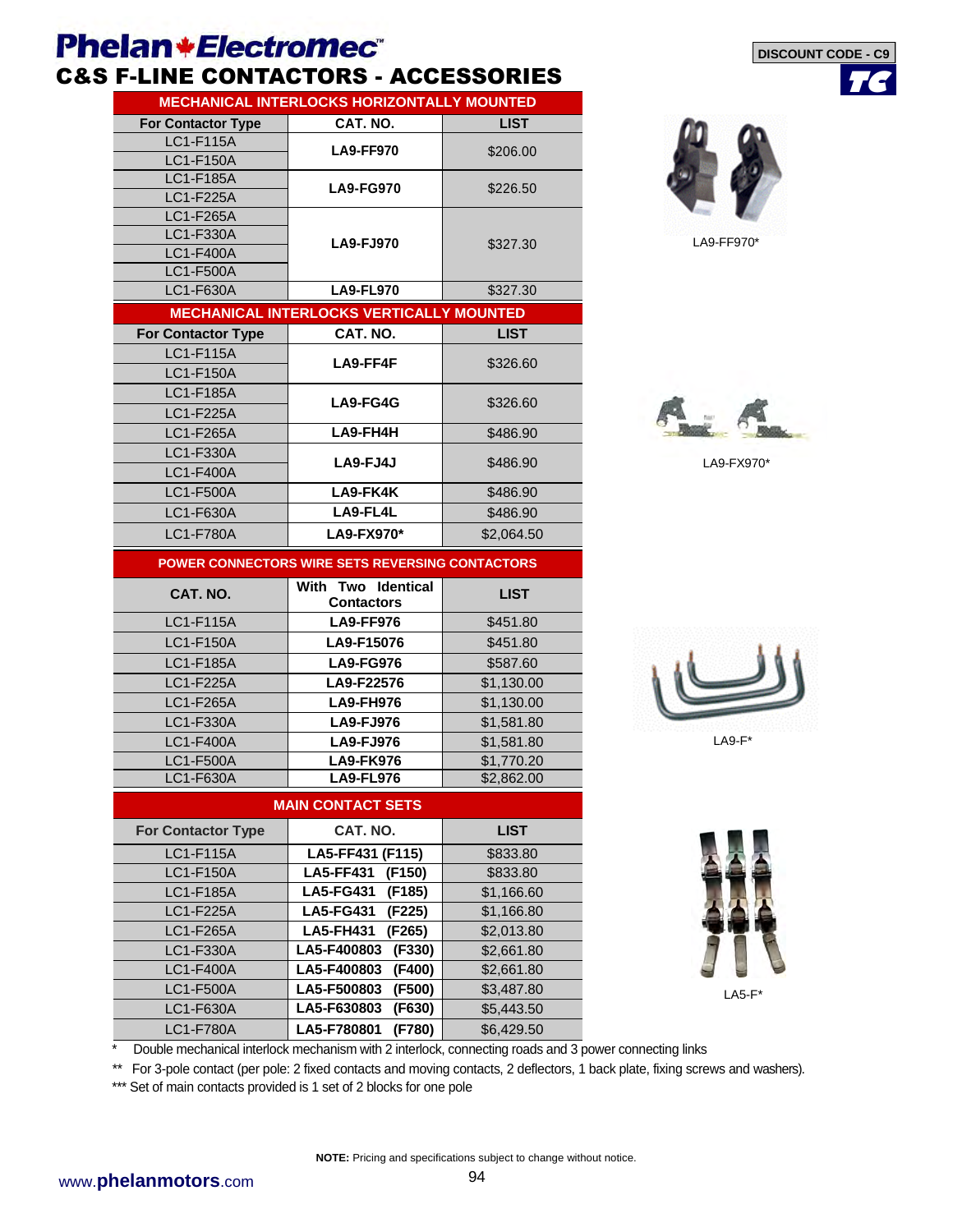# Phelan Electromec

## C&S F-LINE CONTACTORS - ACCESSORIES

DISCOUNT CODE - C9

### MECHANICAL INTERLOCKS HORIZONTALLY MOUNTED

| For Contactor Type | CAT. NO. | LIST |
|---|---|---|
| LC1-F115A | LA9-FF970 | $206.00 |
| LC1-F150A | | |
| LC1-F185A | LA9-FG970 | $226.50 |
| LC1-F225A | | |
| LC1-F265A | LA9-FJ970 | $327.30 |
| LC1-F330A | | |
| LC1-F400A | | |
| LC1-F500A | | |
| LC1-F630A | LA9-FL970 | $327.30 |

LA9-FF970*

### MECHANICAL INTERLOCKS VERTICALLY MOUNTED

| For Contactor Type | CAT. NO. | LIST |
|---|---|---|
| LC1-F115A | LA9-FF4F | $326.60 |
| LC1-F150A | | |
| LC1-F185A | LA9-FG4G | $326.60 |
| LC1-F225A | | |
| LC1-F265A | LA9-FH4H | $486.90 |
| LC1-F330A | LA9-FJ4J | $486.90 |
| LC1-F400A | | |
| LC1-F500A | LA9-FK4K | $486.90 |
| LC1-F630A | LA9-FL4L | $486.90 |
| LC1-F780A | LA9-FX970* | $2,064.50 |

LA9-FX970*

### POWER CONNECTORS WIRE SETS REVERSING CONTACTORS

| CAT. NO. | With Two Identical Contactors | LIST |
|---|---|---|
| LC1-F115A | LA9-FF976 | $451.80 |
| LC1-F150A | LA9-F15076 | $451.80 |
| LC1-F185A | LA9-FG976 | $587.60 |
| LC1-F225A | LA9-F22576 | $1,130.00 |
| LC1-F265A | LA9-FH976 | $1,130.00 |
| LC1-F330A | LA9-FJ976 | $1,581.80 |
| LC1-F400A | LA9-FJ976 | $1,581.80 |
| LC1-F500A | LA9-FK976 | $1,770.20 |
| LC1-F630A | LA9-FL976 | $2,862.00 |

LA9-F*

### MAIN CONTACT SETS

| For Contactor Type | CAT. NO. | LIST |
|---|---|---|
| LC1-F115A | LA5-FF431 (F115) | $833.80 |
| LC1-F150A | LA5-FF431 (F150) | $833.80 |
| LC1-F185A | LA5-FG431 (F185) | $1,166.60 |
| LC1-F225A | LA5-FG431 (F225) | $1,166.80 |
| LC1-F265A | LA5-FH431 (F265) | $2,013.80 |
| LC1-F330A | LA5-F400803 (F330) | $2,661.80 |
| LC1-F400A | LA5-F400803 (F400) | $2,661.80 |
| LC1-F500A | LA5-F500803 (F500) | $3,487.80 |
| LC1-F630A | LA5-F630803 (F630) | $5,443.50 |
| LC1-F780A | LA5-F780801 (F780) | $6,429.50 |

LA5-F*

\* Double mechanical interlock mechanism with 2 interlock, connecting roads and 3 power connecting links

** For 3-pole contact (per pole: 2 fixed contacts and moving contacts, 2 deflectors, 1 back plate, fixing screws and washers).

*** Set of main contacts provided is 1 set of 2 blocks for one pole

**NOTE:** Pricing and specifications subject to change without notice.

www.phelanmotors.com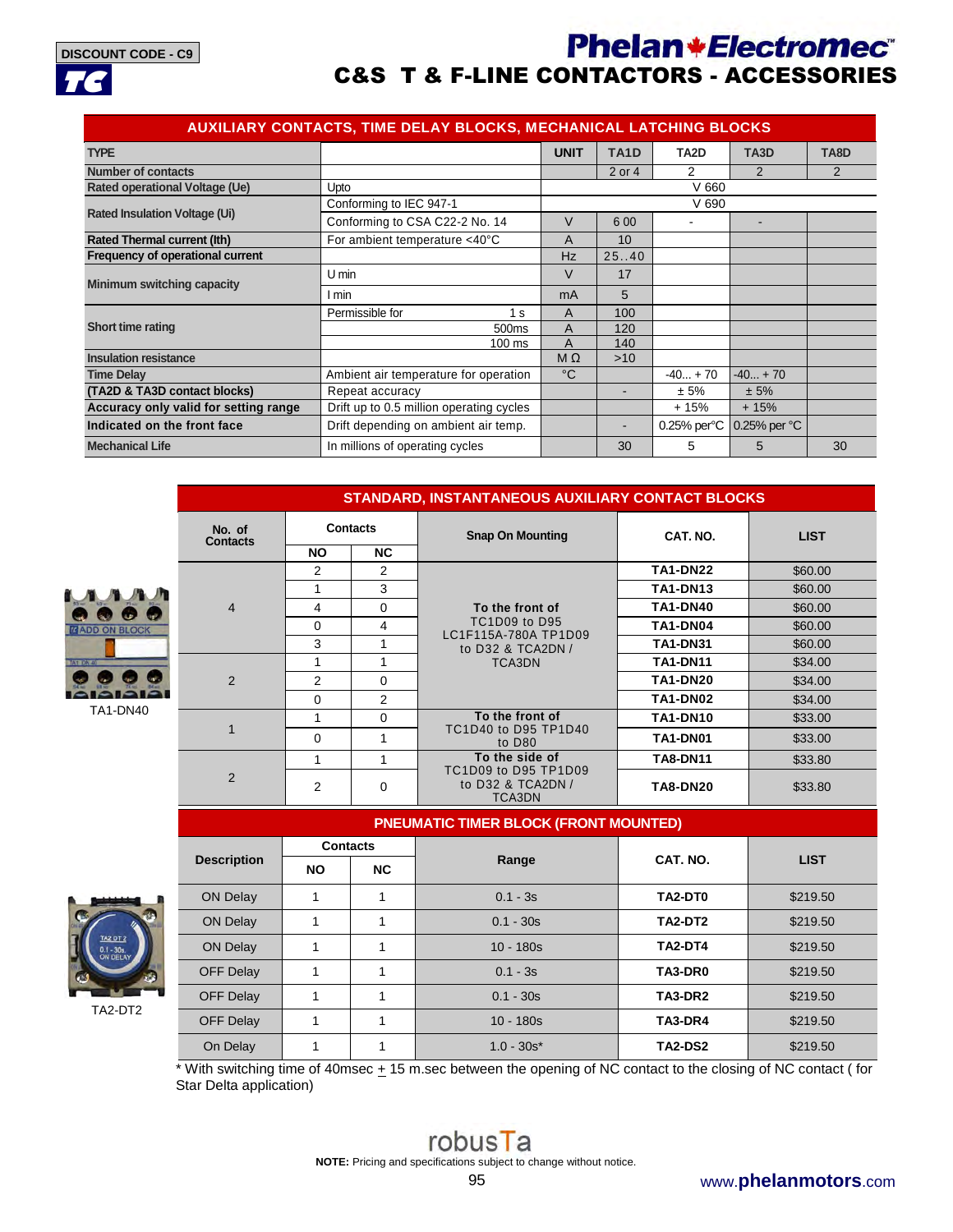DISCOUNT CODE - C9

# Phelan Electromec

## C&S T & F-LINE CONTACTORS - ACCESSORIES

### AUXILIARY CONTACTS, TIME DELAY BLOCKS, MECHANICAL LATCHING BLOCKS

| TYPE | | UNIT | TA1D | TA2D | TA3D | TA8D |
|---|---|---|---|---|---|---|
| Number of contacts | | | 2 or 4 | 2 | 2 | 2 |
| Rated operational Voltage (Ue) | Upto | V 660 | | | | |
| Rated Insulation Voltage (Ui) | Conforming to IEC 947-1 | V 690 | | | | |
| | Conforming to CSA C22-2 No. 14 | V | 6 00 | - | - | |
| Rated Thermal current (Ith) | For ambient temperature <40°C | A | 10 | | | |
| Frequency of operational current | | Hz | 25..40 | | | |
| Minimum switching capacity | U min | V | 17 | | | |
| | I min | mA | 5 | | | |
| Short time rating | Permissible for 1 s | A | 100 | | | |
| | 500ms | A | 120 | | | |
| | 100 ms | A | 140 | | | |
| Insulation resistance | | M Ω | >10 | | | |
| Time Delay | Ambient air temperature for operation | °C | | -40... + 70 | -40... + 70 | |
| (TA2D & TA3D contact blocks) | Repeat accuracy | | - | ± 5% | ± 5% | |
| Accuracy only valid for setting range | Drift up to 0.5 million operating cycles | | | + 15% | + 15% | |
| Indicated on the front face | Drift depending on ambient air temp. | | - | 0.25% per°C | 0.25% per °C | |
| Mechanical Life | In millions of operating cycles | | 30 | 5 | 5 | 30 |

### STANDARD, INSTANTANEOUS AUXILIARY CONTACT BLOCKS

| No. of Contacts | Contacts NO | Contacts NC | Snap On Mounting | CAT. NO. | LIST |
|---|---|---|---|---|---|
| 4 | 2 | 2 | To the front of TC1D09 to D95 LC1F115A-780A TP1D09 to D32 & TCA2DN / TCA3DN | **TA1-DN22** | $60.00 |
| | 1 | 3 | | **TA1-DN13** | $60.00 |
| | 4 | 0 | | **TA1-DN40** | $60.00 |
| | 0 | 4 | | **TA1-DN04** | $60.00 |
| | 3 | 1 | | **TA1-DN31** | $60.00 |
| 2 | 1 | 1 | | **TA1-DN11** | $34.00 |
| | 2 | 0 | | **TA1-DN20** | $34.00 |
| | 0 | 2 | | **TA1-DN02** | $34.00 |
| 1 | 1 | 0 | To the front of TC1D40 to D95 TP1D40 to D80 | **TA1-DN10** | $33.00 |
| | 0 | 1 | | **TA1-DN01** | $33.00 |
| 2 | 1 | 1 | To the side of TC1D09 to D95 TP1D09 to D32 & TCA2DN / TCA3DN | **TA8-DN11** | $33.80 |
| | 2 | 0 | | **TA8-DN20** | $33.80 |

TA1-DN40

### PNEUMATIC TIMER BLOCK (FRONT MOUNTED)

| Description | Contacts NO | Contacts NC | Range | CAT. NO. | LIST |
|---|---|---|---|---|---|
| ON Delay | 1 | 1 | 0.1 - 3s | **TA2-DT0** | $219.50 |
| ON Delay | 1 | 1 | 0.1 - 30s | **TA2-DT2** | $219.50 |
| ON Delay | 1 | 1 | 10 - 180s | **TA2-DT4** | $219.50 |
| OFF Delay | 1 | 1 | 0.1 - 3s | **TA3-DR0** | $219.50 |
| OFF Delay | 1 | 1 | 0.1 - 30s | **TA3-DR2** | $219.50 |
| OFF Delay | 1 | 1 | 10 - 180s | **TA3-DR4** | $219.50 |
| On Delay | 1 | 1 | 1.0 - 30s* | **TA2-DS2** | $219.50 |

TA2-DT2

* With switching time of 40msec ± 15 m.sec between the opening of NC contact to the closing of NC contact ( for Star Delta application)

robusTa

**NOTE:** Pricing and specifications subject to change without notice.

www.**phelanmotors**.com